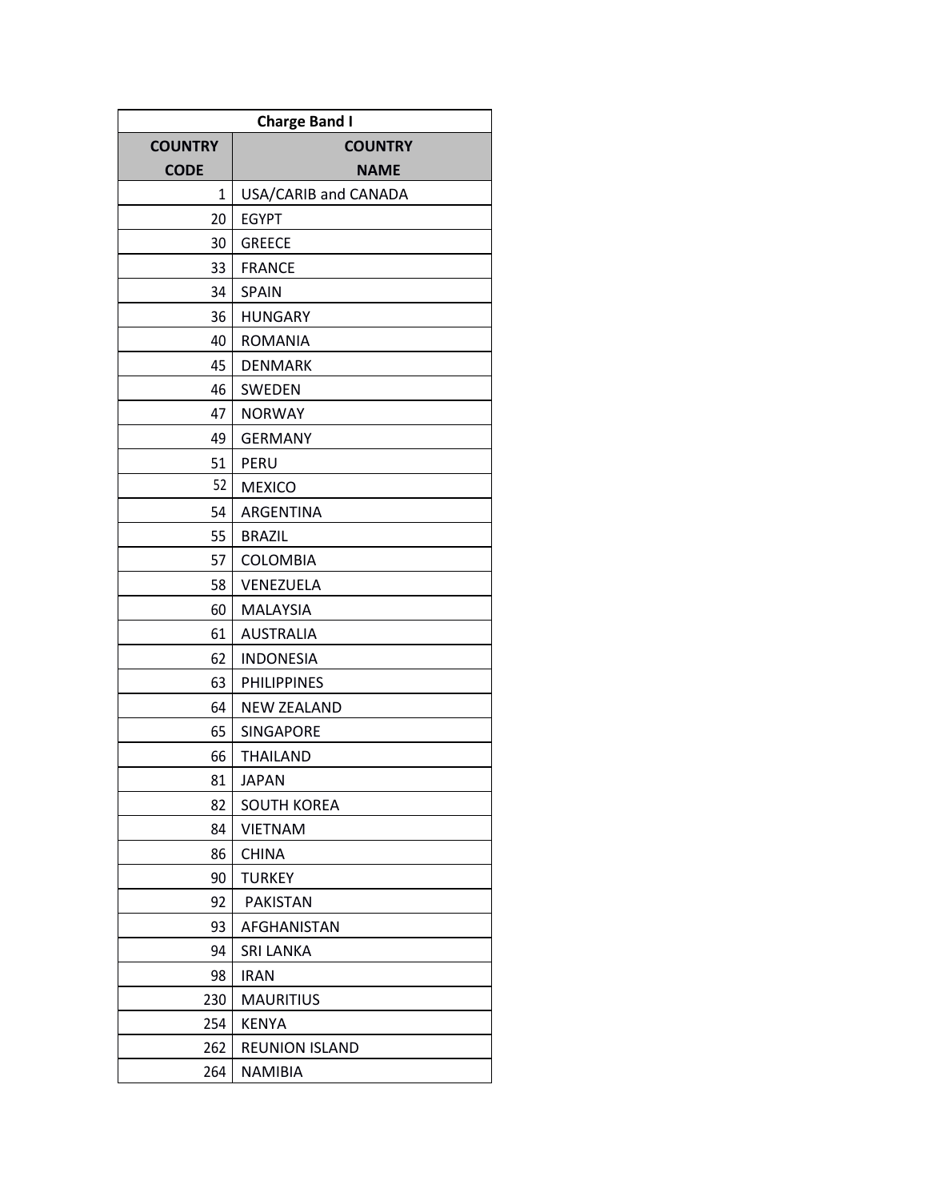| Charge Band I | |
|---|---|
| COUNTRY CODE | COUNTRY NAME |
| 1 | USA/CARIB and CANADA |
| 20 | EGYPT |
| 30 | GREECE |
| 33 | FRANCE |
| 34 | SPAIN |
| 36 | HUNGARY |
| 40 | ROMANIA |
| 45 | DENMARK |
| 46 | SWEDEN |
| 47 | NORWAY |
| 49 | GERMANY |
| 51 | PERU |
| 52 | MEXICO |
| 54 | ARGENTINA |
| 55 | BRAZIL |
| 57 | COLOMBIA |
| 58 | VENEZUELA |
| 60 | MALAYSIA |
| 61 | AUSTRALIA |
| 62 | INDONESIA |
| 63 | PHILIPPINES |
| 64 | NEW ZEALAND |
| 65 | SINGAPORE |
| 66 | THAILAND |
| 81 | JAPAN |
| 82 | SOUTH KOREA |
| 84 | VIETNAM |
| 86 | CHINA |
| 90 | TURKEY |
| 92 | PAKISTAN |
| 93 | AFGHANISTAN |
| 94 | SRI LANKA |
| 98 | IRAN |
| 230 | MAURITIUS |
| 254 | KENYA |
| 262 | REUNION ISLAND |
| 264 | NAMIBIA |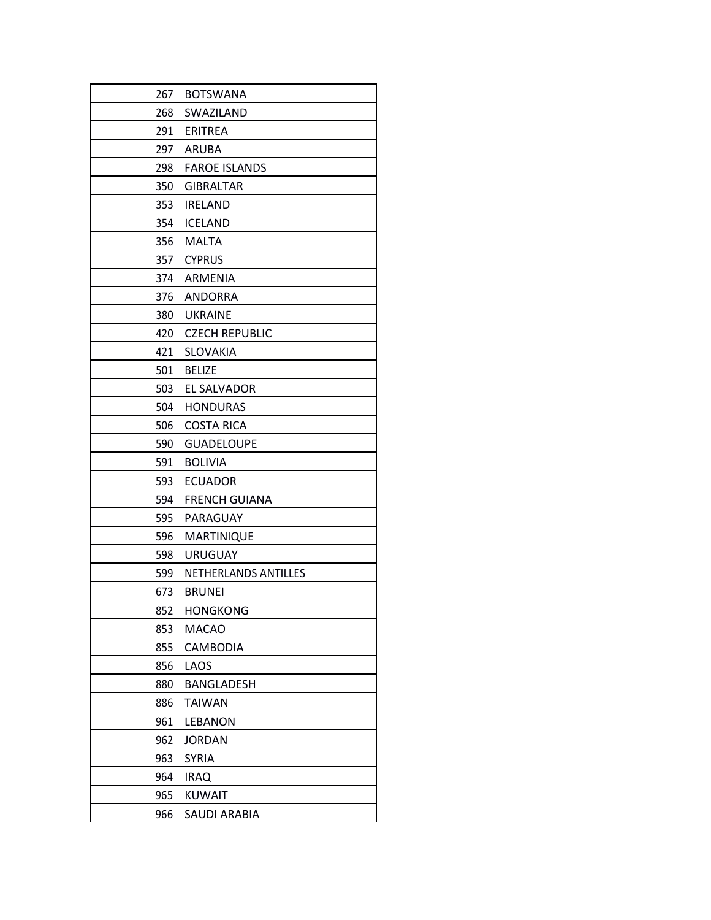| 267 | BOTSWANA |
|---|---|
| 268 | SWAZILAND |
| 291 | ERITREA |
| 297 | ARUBA |
| 298 | FAROE ISLANDS |
| 350 | GIBRALTAR |
| 353 | IRELAND |
| 354 | ICELAND |
| 356 | MALTA |
| 357 | CYPRUS |
| 374 | ARMENIA |
| 376 | ANDORRA |
| 380 | UKRAINE |
| 420 | CZECH REPUBLIC |
| 421 | SLOVAKIA |
| 501 | BELIZE |
| 503 | EL SALVADOR |
| 504 | HONDURAS |
| 506 | COSTA RICA |
| 590 | GUADELOUPE |
| 591 | BOLIVIA |
| 593 | ECUADOR |
| 594 | FRENCH GUIANA |
| 595 | PARAGUAY |
| 596 | MARTINIQUE |
| 598 | URUGUAY |
| 599 | NETHERLANDS ANTILLES |
| 673 | BRUNEI |
| 852 | HONGKONG |
| 853 | MACAO |
| 855 | CAMBODIA |
| 856 | LAOS |
| 880 | BANGLADESH |
| 886 | TAIWAN |
| 961 | LEBANON |
| 962 | JORDAN |
| 963 | SYRIA |
| 964 | IRAQ |
| 965 | KUWAIT |
| 966 | SAUDI ARABIA |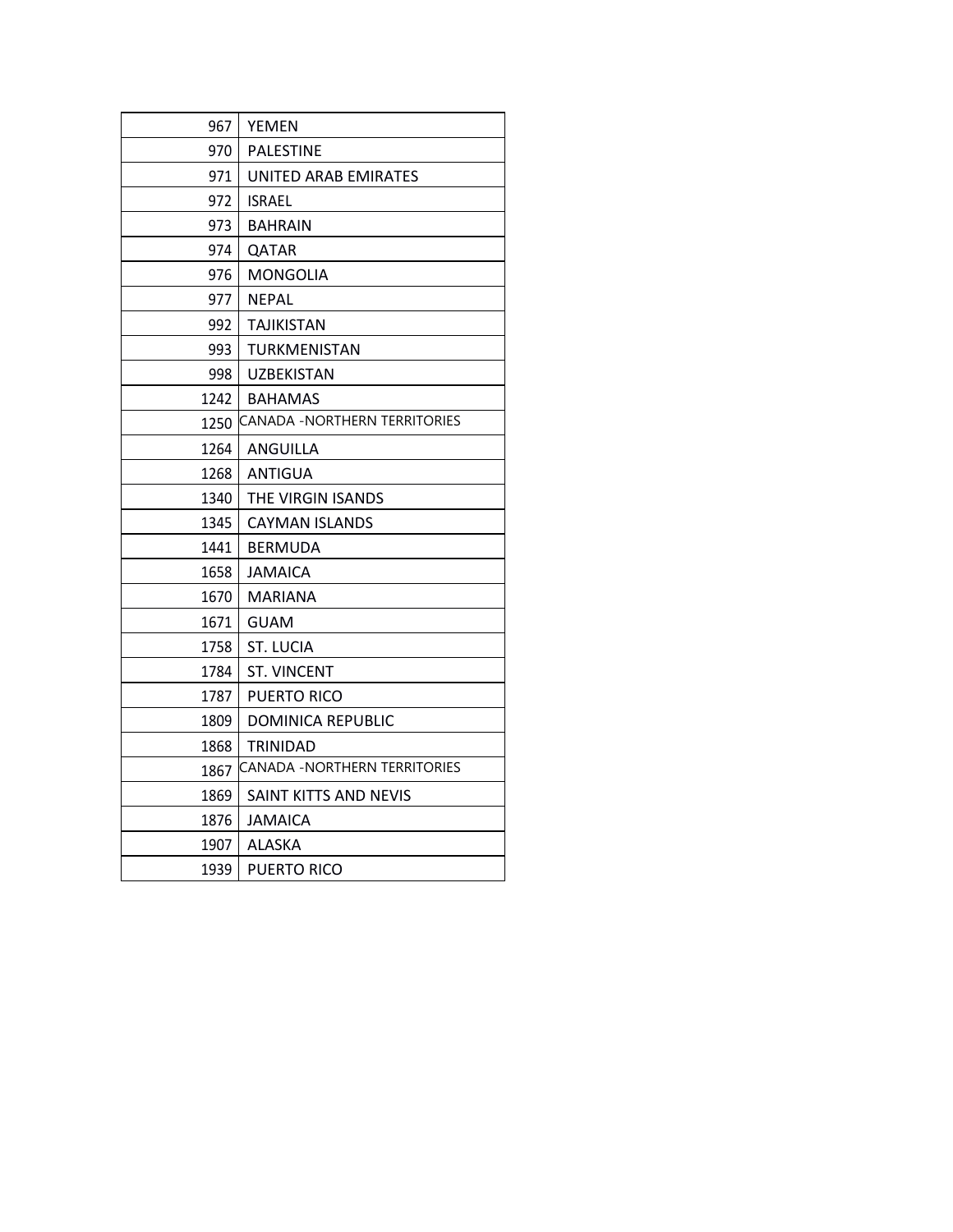| | |
|---|---|
| 967 | YEMEN |
| 970 | PALESTINE |
| 971 | UNITED ARAB EMIRATES |
| 972 | ISRAEL |
| 973 | BAHRAIN |
| 974 | QATAR |
| 976 | MONGOLIA |
| 977 | NEPAL |
| 992 | TAJIKISTAN |
| 993 | TURKMENISTAN |
| 998 | UZBEKISTAN |
| 1242 | BAHAMAS |
| 1250 | CANADA -NORTHERN TERRITORIES |
| 1264 | ANGUILLA |
| 1268 | ANTIGUA |
| 1340 | THE VIRGIN ISANDS |
| 1345 | CAYMAN ISLANDS |
| 1441 | BERMUDA |
| 1658 | JAMAICA |
| 1670 | MARIANA |
| 1671 | GUAM |
| 1758 | ST. LUCIA |
| 1784 | ST. VINCENT |
| 1787 | PUERTO RICO |
| 1809 | DOMINICA REPUBLIC |
| 1868 | TRINIDAD |
| 1867 | CANADA -NORTHERN TERRITORIES |
| 1869 | SAINT KITTS AND NEVIS |
| 1876 | JAMAICA |
| 1907 | ALASKA |
| 1939 | PUERTO RICO |